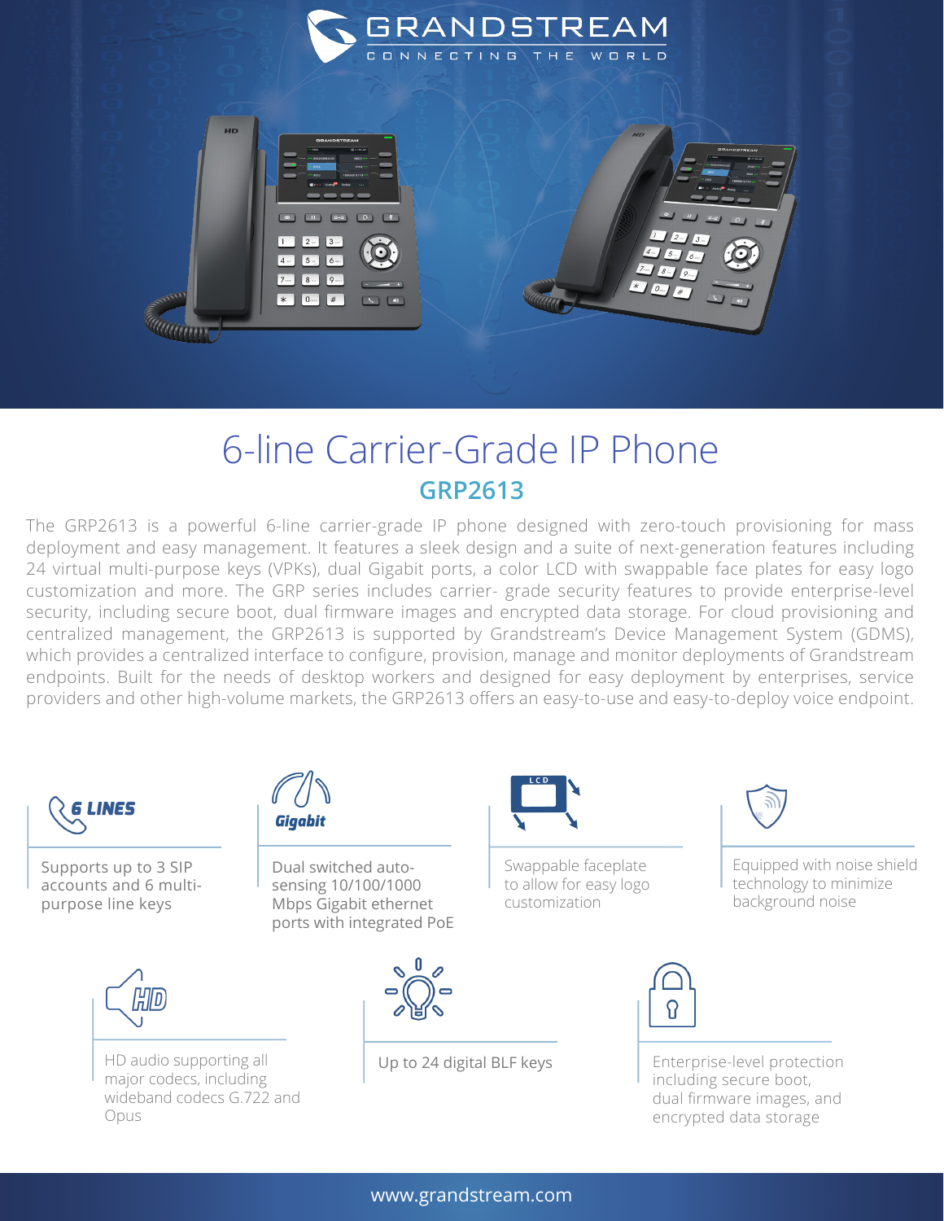GRANDSTREAM
CONNECTING THE WORLD

# 6-line Carrier-Grade IP Phone

## GRP2613

The GRP2613 is a powerful 6-line carrier-grade IP phone designed with zero-touch provisioning for mass deployment and easy management. It features a sleek design and a suite of next-generation features including 24 virtual multi-purpose keys (VPKs), dual Gigabit ports, a color LCD with swappable face plates for easy logo customization and more. The GRP series includes carrier- grade security features to provide enterprise-level security, including secure boot, dual firmware images and encrypted data storage. For cloud provisioning and centralized management, the GRP2613 is supported by Grandstream's Device Management System (GDMS), which provides a centralized interface to configure, provision, manage and monitor deployments of Grandstream endpoints. Built for the needs of desktop workers and designed for easy deployment by enterprises, service providers and other high-volume markets, the GRP2613 offers an easy-to-use and easy-to-deploy voice endpoint.

**6 LINES**

Supports up to 3 SIP accounts and 6 multi-purpose line keys

**Gigabit**

Dual switched auto-sensing 10/100/1000 Mbps Gigabit ethernet ports with integrated PoE

**LCD**

Swappable faceplate to allow for easy logo customization

Equipped with noise shield technology to minimize background noise

**HD**

HD audio supporting all major codecs, including wideband codecs G.722 and Opus

Up to 24 digital BLF keys

Enterprise-level protection including secure boot, dual firmware images, and encrypted data storage

www.grandstream.com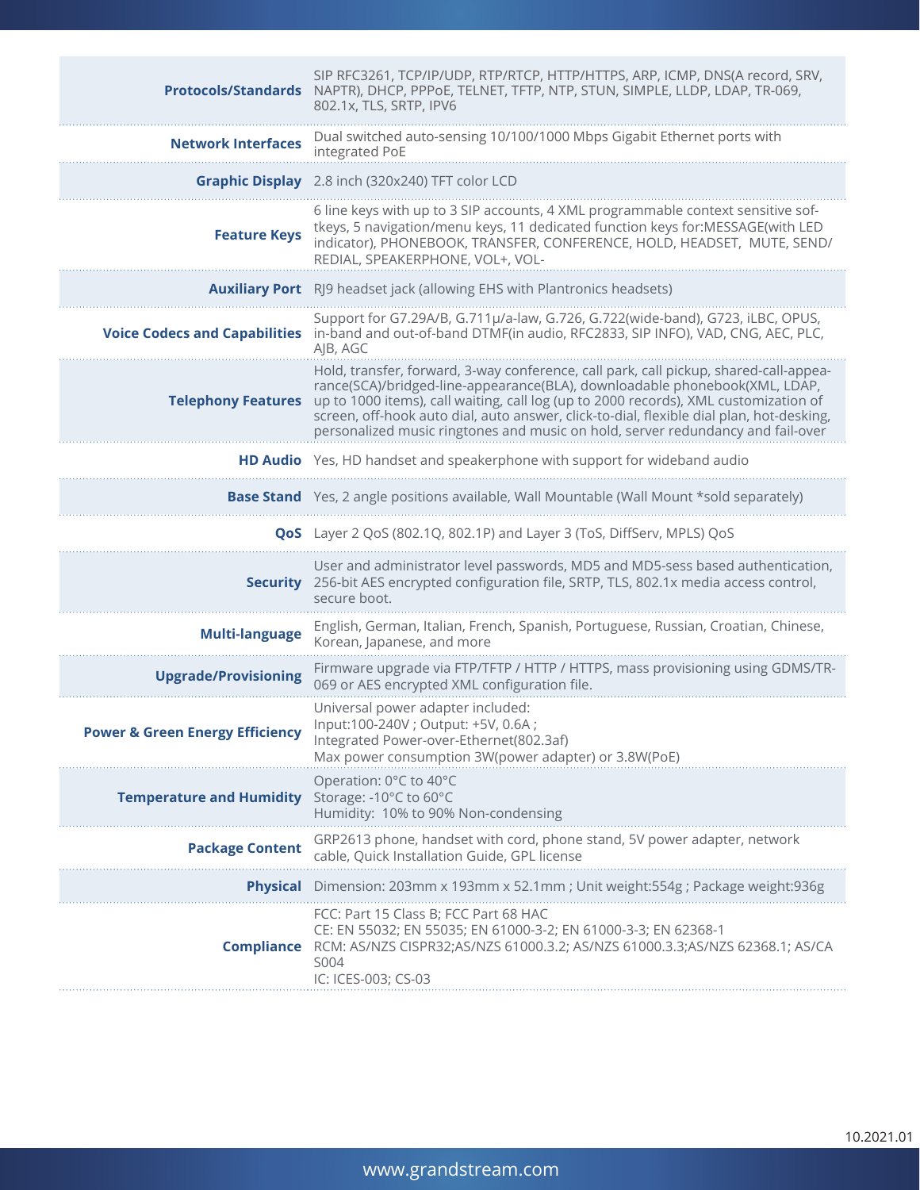| | |
|---|---|
| **Protocols/Standards** | SIP RFC3261, TCP/IP/UDP, RTP/RTCP, HTTP/HTTPS, ARP, ICMP, DNS(A record, SRV, NAPTR), DHCP, PPPoE, TELNET, TFTP, NTP, STUN, SIMPLE, LLDP, LDAP, TR-069, 802.1x, TLS, SRTP, IPV6 |
| **Network Interfaces** | Dual switched auto-sensing 10/100/1000 Mbps Gigabit Ethernet ports with integrated PoE |
| **Graphic Display** | 2.8 inch (320x240) TFT color LCD |
| **Feature Keys** | 6 line keys with up to 3 SIP accounts, 4 XML programmable context sensitive softkeys, 5 navigation/menu keys, 11 dedicated function keys for:MESSAGE(with LED indicator), PHONEBOOK, TRANSFER, CONFERENCE, HOLD, HEADSET, MUTE, SEND/REDIAL, SPEAKERPHONE, VOL+, VOL- |
| **Auxiliary Port** | RJ9 headset jack (allowing EHS with Plantronics headsets) |
| **Voice Codecs and Capabilities** | Support for G7.29A/B, G.711µ/a-law, G.726, G.722(wide-band), G723, iLBC, OPUS, in-band and out-of-band DTMF(in audio, RFC2833, SIP INFO), VAD, CNG, AEC, PLC, AJB, AGC |
| **Telephony Features** | Hold, transfer, forward, 3-way conference, call park, call pickup, shared-call-appearance(SCA)/bridged-line-appearance(BLA), downloadable phonebook(XML, LDAP, up to 1000 items), call waiting, call log (up to 2000 records), XML customization of screen, off-hook auto dial, auto answer, click-to-dial, flexible dial plan, hot-desking, personalized music ringtones and music on hold, server redundancy and fail-over |
| **HD Audio** | Yes, HD handset and speakerphone with support for wideband audio |
| **Base Stand** | Yes, 2 angle positions available, Wall Mountable (Wall Mount *sold separately) |
| **QoS** | Layer 2 QoS (802.1Q, 802.1P) and Layer 3 (ToS, DiffServ, MPLS) QoS |
| **Security** | User and administrator level passwords, MD5 and MD5-sess based authentication, 256-bit AES encrypted configuration file, SRTP, TLS, 802.1x media access control, secure boot. |
| **Multi-language** | English, German, Italian, French, Spanish, Portuguese, Russian, Croatian, Chinese, Korean, Japanese, and more |
| **Upgrade/Provisioning** | Firmware upgrade via FTP/TFTP / HTTP / HTTPS, mass provisioning using GDMS/TR-069 or AES encrypted XML configuration file. |
| **Power & Green Energy Efficiency** | Universal power adapter included:<br>Input:100-240V ; Output: +5V, 0.6A ;<br>Integrated Power-over-Ethernet(802.3af)<br>Max power consumption 3W(power adapter) or 3.8W(PoE) |
| **Temperature and Humidity** | Operation: 0°C to 40°C<br>Storage: -10°C to 60°C<br>Humidity: 10% to 90% Non-condensing |
| **Package Content** | GRP2613 phone, handset with cord, phone stand, 5V power adapter, network cable, Quick Installation Guide, GPL license |
| **Physical** | Dimension: 203mm x 193mm x 52.1mm ; Unit weight:554g ; Package weight:936g |
| **Compliance** | FCC: Part 15 Class B; FCC Part 68 HAC<br>CE: EN 55032; EN 55035; EN 61000-3-2; EN 61000-3-3; EN 62368-1<br>RCM: AS/NZS CISPR32;AS/NZS 61000.3.2; AS/NZS 61000.3.3;AS/NZS 62368.1; AS/CA S004<br>IC: ICES-003; CS-03 |

10.2021.01

www.grandstream.com